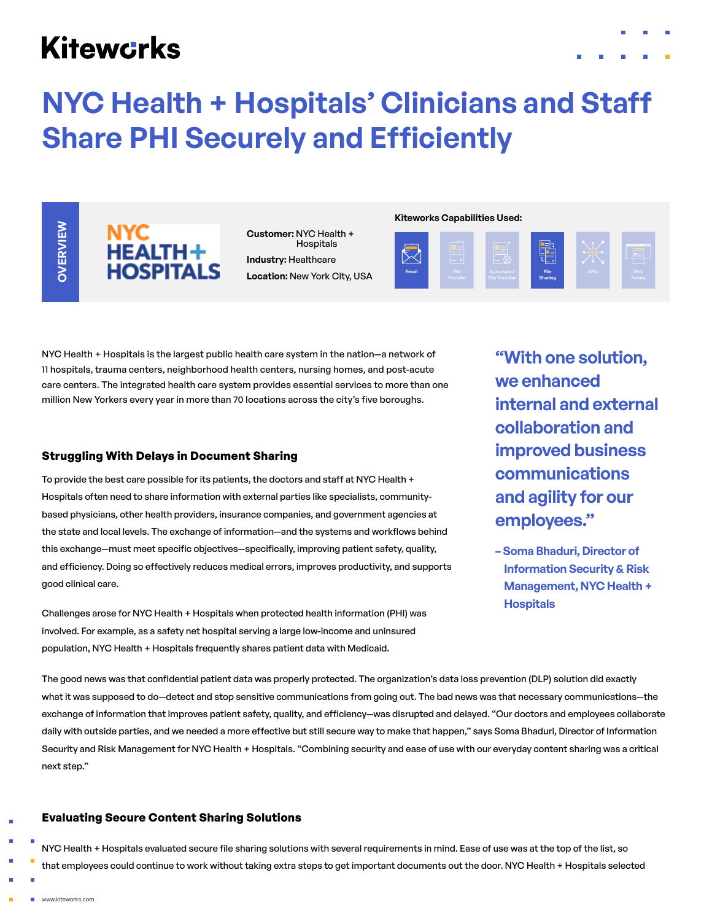Kiteworks

# NYC Health + Hospitals' Clinicians and Staff Share PHI Securely and Efficiently

**OVERVIEW**

NYC HEALTH + HOSPITALS

**Customer:** NYC Health + Hospitals

**Industry:** Healthcare

**Location:** New York City, USA

**Kiteworks Capabilities Used:**

Email | File Transfer | Automated File Transfer | File Sharing | APIs | Web Forms

NYC Health + Hospitals is the largest public health care system in the nation—a network of 11 hospitals, trauma centers, neighborhood health centers, nursing homes, and post-acute care centers. The integrated health care system provides essential services to more than one million New Yorkers every year in more than 70 locations across the city's five boroughs.

> "With one solution, we enhanced internal and external collaboration and improved business communications and agility for our employees."
>
> – Soma Bhaduri, Director of Information Security & Risk Management, NYC Health + Hospitals

## Struggling With Delays in Document Sharing

To provide the best care possible for its patients, the doctors and staff at NYC Health + Hospitals often need to share information with external parties like specialists, community-based physicians, other health providers, insurance companies, and government agencies at the state and local levels. The exchange of information—and the systems and workflows behind this exchange—must meet specific objectives—specifically, improving patient safety, quality, and efficiency. Doing so effectively reduces medical errors, improves productivity, and supports good clinical care.

Challenges arose for NYC Health + Hospitals when protected health information (PHI) was involved. For example, as a safety net hospital serving a large low-income and uninsured population, NYC Health + Hospitals frequently shares patient data with Medicaid.

The good news was that confidential patient data was properly protected. The organization's data loss prevention (DLP) solution did exactly what it was supposed to do—detect and stop sensitive communications from going out. The bad news was that necessary communications—the exchange of information that improves patient safety, quality, and efficiency—was disrupted and delayed. "Our doctors and employees collaborate daily with outside parties, and we needed a more effective but still secure way to make that happen," says Soma Bhaduri, Director of Information Security and Risk Management for NYC Health + Hospitals. "Combining security and ease of use with our everyday content sharing was a critical next step."

## Evaluating Secure Content Sharing Solutions

NYC Health + Hospitals evaluated secure file sharing solutions with several requirements in mind. Ease of use was at the top of the list, so that employees could continue to work without taking extra steps to get important documents out the door. NYC Health + Hospitals selected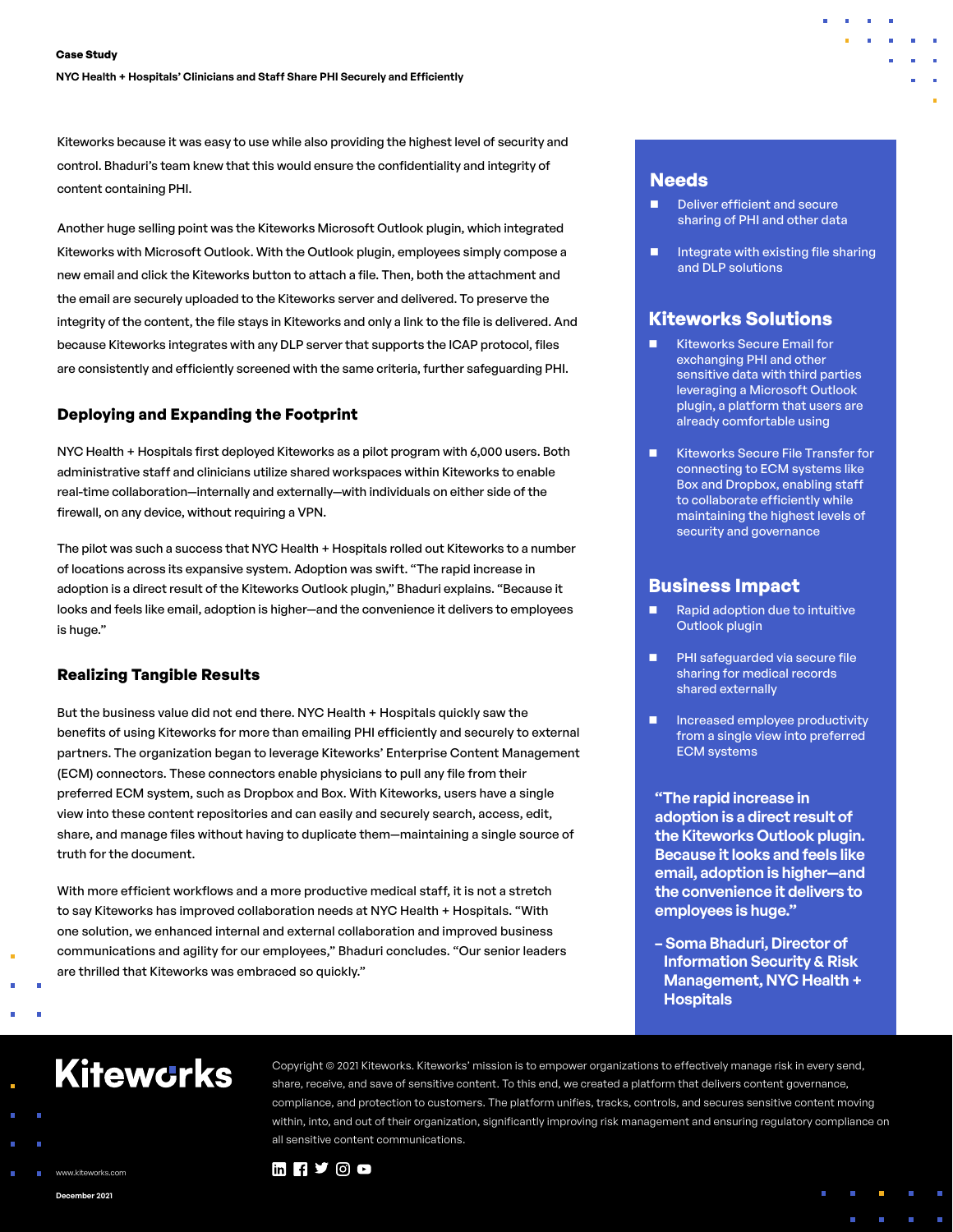Kiteworks because it was easy to use while also providing the highest level of security and control. Bhaduri's team knew that this would ensure the confidentiality and integrity of content containing PHI.

Another huge selling point was the Kiteworks Microsoft Outlook plugin, which integrated Kiteworks with Microsoft Outlook. With the Outlook plugin, employees simply compose a new email and click the Kiteworks button to attach a file. Then, both the attachment and the email are securely uploaded to the Kiteworks server and delivered. To preserve the integrity of the content, the file stays in Kiteworks and only a link to the file is delivered. And because Kiteworks integrates with any DLP server that supports the ICAP protocol, files are consistently and efficiently screened with the same criteria, further safeguarding PHI.

## Deploying and Expanding the Footprint

NYC Health + Hospitals first deployed Kiteworks as a pilot program with 6,000 users. Both administrative staff and clinicians utilize shared workspaces within Kiteworks to enable real-time collaboration—internally and externally—with individuals on either side of the firewall, on any device, without requiring a VPN.

The pilot was such a success that NYC Health + Hospitals rolled out Kiteworks to a number of locations across its expansive system. Adoption was swift. "The rapid increase in adoption is a direct result of the Kiteworks Outlook plugin," Bhaduri explains. "Because it looks and feels like email, adoption is higher—and the convenience it delivers to employees is huge."

## Realizing Tangible Results

But the business value did not end there. NYC Health + Hospitals quickly saw the benefits of using Kiteworks for more than emailing PHI efficiently and securely to external partners. The organization began to leverage Kiteworks' Enterprise Content Management (ECM) connectors. These connectors enable physicians to pull any file from their preferred ECM system, such as Dropbox and Box. With Kiteworks, users have a single view into these content repositories and can easily and securely search, access, edit, share, and manage files without having to duplicate them—maintaining a single source of truth for the document.

With more efficient workflows and a more productive medical staff, it is not a stretch to say Kiteworks has improved collaboration needs at NYC Health + Hospitals. "With one solution, we enhanced internal and external collaboration and improved business communications and agility for our employees," Bhaduri concludes. "Our senior leaders are thrilled that Kiteworks was embraced so quickly."

## Needs

- Deliver efficient and secure sharing of PHI and other data
- Integrate with existing file sharing and DLP solutions

## Kiteworks Solutions

- Kiteworks Secure Email for exchanging PHI and other sensitive data with third parties leveraging a Microsoft Outlook plugin, a platform that users are already comfortable using
- Kiteworks Secure File Transfer for connecting to ECM systems like Box and Dropbox, enabling staff to collaborate efficiently while maintaining the highest levels of security and governance

## Business Impact

- Rapid adoption due to intuitive Outlook plugin
- PHI safeguarded via secure file sharing for medical records shared externally
- Increased employee productivity from a single view into preferred ECM systems

**"The rapid increase in adoption is a direct result of the Kiteworks Outlook plugin. Because it looks and feels like email, adoption is higher—and the convenience it delivers to employees is huge."**

**– Soma Bhaduri, Director of Information Security & Risk Management, NYC Health + Hospitals**

Kiteworks

Copyright © 2021 Kiteworks. Kiteworks' mission is to empower organizations to effectively manage risk in every send, share, receive, and save of sensitive content. To this end, we created a platform that delivers content governance, compliance, and protection to customers. The platform unifies, tracks, controls, and secures sensitive content moving within, into, and out of their organization, significantly improving risk management and ensuring regulatory compliance on all sensitive content communications.

www.kiteworks.com

December 2021